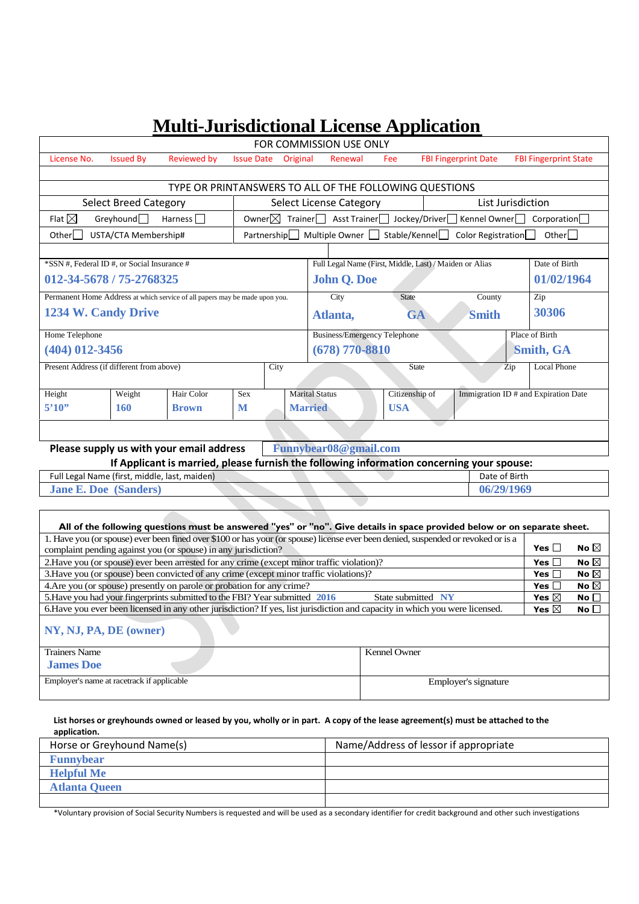# Multi-Jurisdictional License Application

| FOR COMMISSION USE ONLY | | | | | | | | |
|---|---|---|---|---|---|---|---|---|
| License No. | Issued By | Reviewed by | Issue Date | Original | Renewal | Fee | FBI Fingerprint Date | FBI Fingerprint State |
| | | | | | | | | |

TYPE OR PRINTANSWERS TO ALL OF THE FOLLOWING QUESTIONS

| Select Breed Category | Select License Category | List Jurisdiction |
|---|---|---|
| Flat ☒ Greyhound ☐ Harness ☐ | Owner ☒ Trainer ☐ Asst Trainer ☐ Jockey/Driver ☐ Kennel Owner ☐ | Corporation ☐ |
| Other ☐ USTA/CTA Membership# | Partnership ☐ Multiple Owner ☐ Stable/Kennel ☐ Color Registration ☐ | Other ☐ |

| *SSN #, Federal ID #, or Social Insurance # | Full Legal Name (First, Middle, Last) / Maiden or Alias | Date of Birth |
|---|---|---|
| 012-34-5678 / 75-2768325 | John Q. Doe | 01/02/1964 |

| Permanent Home Address at which service of all papers may be made upon you. | City | State | County | Zip |
|---|---|---|---|---|
| 1234 W. Candy Drive | Atlanta, | GA | Smith | 30306 |

| Home Telephone | Business/Emergency Telephone | Place of Birth |
|---|---|---|
| (404) 012-3456 | (678) 770-8810 | Smith, GA |

| Present Address (if different from above) | City | State | Zip | Local Phone |
|---|---|---|---|---|
| | | | | |

| Height | Weight | Hair Color | Sex | Marital Status | Citizenship of | Immigration ID # and Expiration Date |
|---|---|---|---|---|---|---|
| 5'10" | 160 | Brown | M | Married | USA | |

Please supply us with your email address: Funnybear08@gmail.com

**If Applicant is married, please furnish the following information concerning your spouse:**

| Full Legal Name (first, middle, last, maiden) | Date of Birth |
|---|---|
| Jane E. Doe (Sanders) | 06/29/1969 |

**All of the following questions must be answered "yes" or "no". Give details in space provided below or on separate sheet.**

| Question | Yes | No |
|---|---|---|
| 1. Have you (or spouse) ever been fined over $100 or has your (or spouse) license ever been denied, suspended or revoked or is a complaint pending against you (or spouse) in any jurisdiction? | ☐ | ☒ |
| 2. Have you (or spouse) ever been arrested for any crime (except minor traffic violation)? | ☐ | ☒ |
| 3. Have you (or spouse) been convicted of any crime (except minor traffic violations)? | ☐ | ☒ |
| 4. Are you (or spouse) presently on parole or probation for any crime? | ☐ | ☒ |
| 5. Have you had your fingerprints submitted to the FBI? Year submitted 2016 State submitted NY | ☒ | ☐ |
| 6. Have you ever been licensed in any other jurisdiction? If yes, list jurisdiction and capacity in which you were licensed. | ☒ | ☐ |

NY, NJ, PA, DE (owner)

| Trainers Name | Kennel Owner |
|---|---|
| James Doe | |
| Employer's name at racetrack if applicable | Employer's signature |

**List horses or greyhounds owned or leased by you, wholly or in part. A copy of the lease agreement(s) must be attached to the application.**

| Horse or Greyhound Name(s) | Name/Address of lessor if appropriate |
|---|---|
| Funnybear | |
| Helpful Me | |
| Atlanta Queen | |
| | |

*Voluntary provision of Social Security Numbers is requested and will be used as a secondary identifier for credit background and other such investigations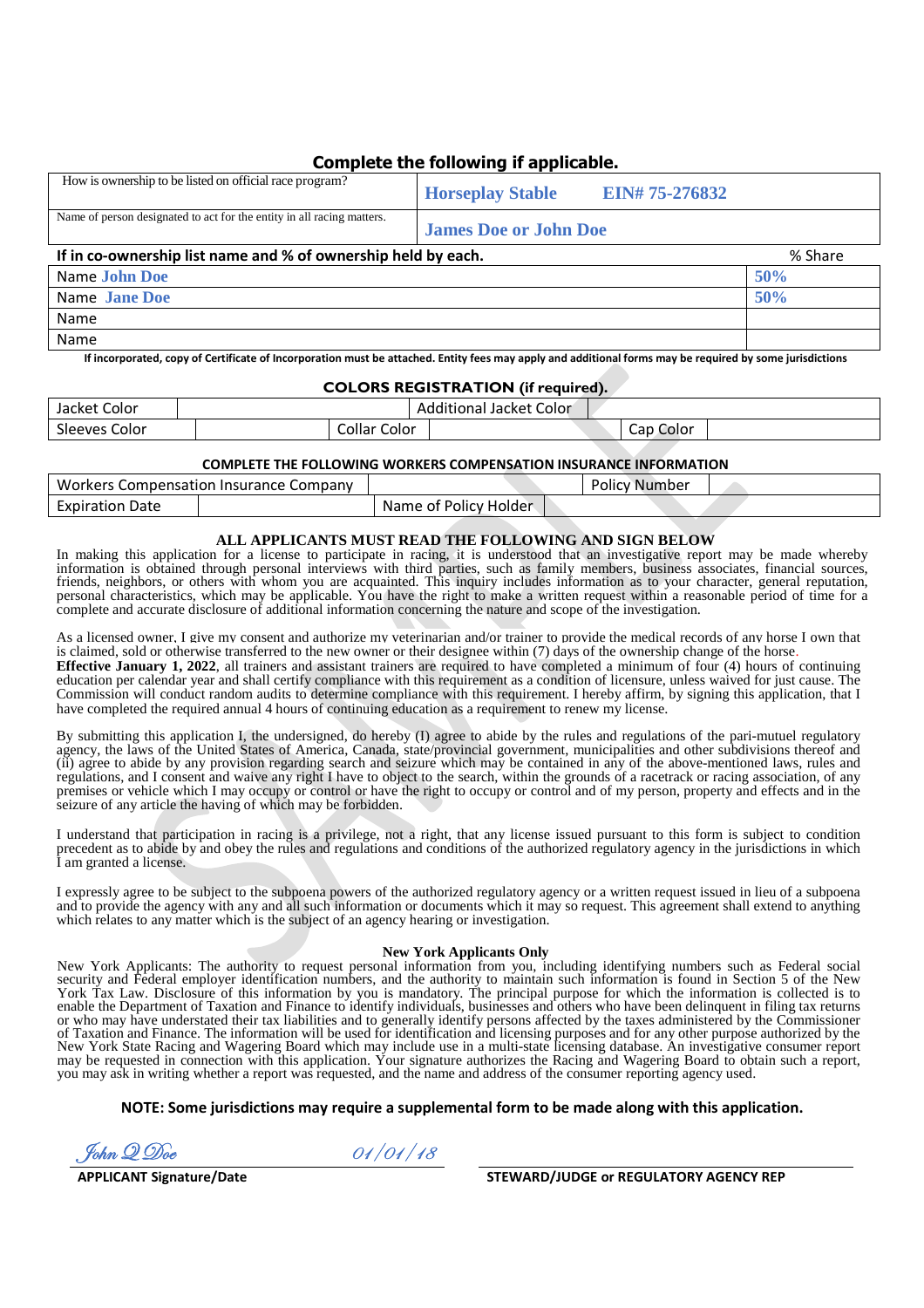## Complete the following if applicable.

| | |
|---|---|
| How is ownership to be listed on official race program? | **Horseplay Stable** **EIN# 75-276832** |
| Name of person designated to act for the entity in all racing matters. | **James Doe or John Doe** |

| If in co-ownership list name and % of ownership held by each. | % Share |
|---|---|
| Name **John Doe** | **50%** |
| Name **Jane Doe** | **50%** |
| Name | |
| Name | |

**If incorporated, copy of Certificate of Incorporation must be attached. Entity fees may apply and additional forms may be required by some jurisdictions**

### COLORS REGISTRATION (if required).

| | | | | | |
|---|---|---|---|---|---|
| Jacket Color | | Additional Jacket Color | | | |
| Sleeves Color | | Collar Color | | Cap Color | |

### COMPLETE THE FOLLOWING WORKERS COMPENSATION INSURANCE INFORMATION

| | | | |
|---|---|---|---|
| Workers Compensation Insurance Company | | Policy Number | |
| Expiration Date | | Name of Policy Holder | |

### ALL APPLICANTS MUST READ THE FOLLOWING AND SIGN BELOW

In making this application for a license to participate in racing, it is understood that an investigative report may be made whereby information is obtained through personal interviews with third parties, such as family members, business associates, financial sources, friends, neighbors, or others with whom you are acquainted. This inquiry includes information as to your character, general reputation, personal characteristics, which may be applicable. You have the right to make a written request within a reasonable period of time for a complete and accurate disclosure of additional information concerning the nature and scope of the investigation.

As a licensed owner, I give my consent and authorize my veterinarian and/or trainer to provide the medical records of any horse I own that is claimed, sold or otherwise transferred to the new owner or their designee within (7) days of the ownership change of the horse.
**Effective January 1, 2022**, all trainers and assistant trainers are required to have completed a minimum of four (4) hours of continuing education per calendar year and shall certify compliance with this requirement as a condition of licensure, unless waived for just cause. The Commission will conduct random audits to determine compliance with this requirement. I hereby affirm, by signing this application, that I have completed the required annual 4 hours of continuing education as a requirement to renew my license.

By submitting this application I, the undersigned, do hereby (I) agree to abide by the rules and regulations of the pari-mutuel regulatory agency, the laws of the United States of America, Canada, state/provincial government, municipalities and other subdivisions thereof and (ii) agree to abide by any provision regarding search and seizure which may be contained in any of the above-mentioned laws, rules and regulations, and I consent and waive any right I have to object to the search, within the grounds of a racetrack or racing association, of any premises or vehicle which I may occupy or control or have the right to occupy or control and of my person, property and effects and in the seizure of any article the having of which may be forbidden.

I understand that participation in racing is a privilege, not a right, that any license issued pursuant to this form is subject to condition precedent as to abide by and obey the rules and regulations and conditions of the authorized regulatory agency in the jurisdictions in which I am granted a license.

I expressly agree to be subject to the subpoena powers of the authorized regulatory agency or a written request issued in lieu of a subpoena and to provide the agency with any and all such information or documents which it may so request. This agreement shall extend to anything which relates to any matter which is the subject of an agency hearing or investigation.

**New York Applicants Only**

New York Applicants: The authority to request personal information from you, including identifying numbers such as Federal social security and Federal employer identification numbers, and the authority to maintain such information is found in Section 5 of the New York Tax Law. Disclosure of this information by you is mandatory. The principal purpose for which the information is collected is to enable the Department of Taxation and Finance to identify individuals, businesses and others who have been delinquent in filing tax returns or who may have understated their tax liabilities and to generally identify persons affected by the taxes administered by the Commissioner of Taxation and Finance. The information will be used for identification and licensing purposes and for any other purpose authorized by the New York State Racing and Wagering Board which may include use in a multi-state licensing database. An investigative consumer report may be requested in connection with this application. Your signature authorizes the Racing and Wagering Board to obtain such a report, you may ask in writing whether a report was requested, and the name and address of the consumer reporting agency used.

**NOTE: Some jurisdictions may require a supplemental form to be made along with this application.**

*John Q Doe* 01/01/18

**APPLICANT Signature/Date**

**STEWARD/JUDGE or REGULATORY AGENCY REP**